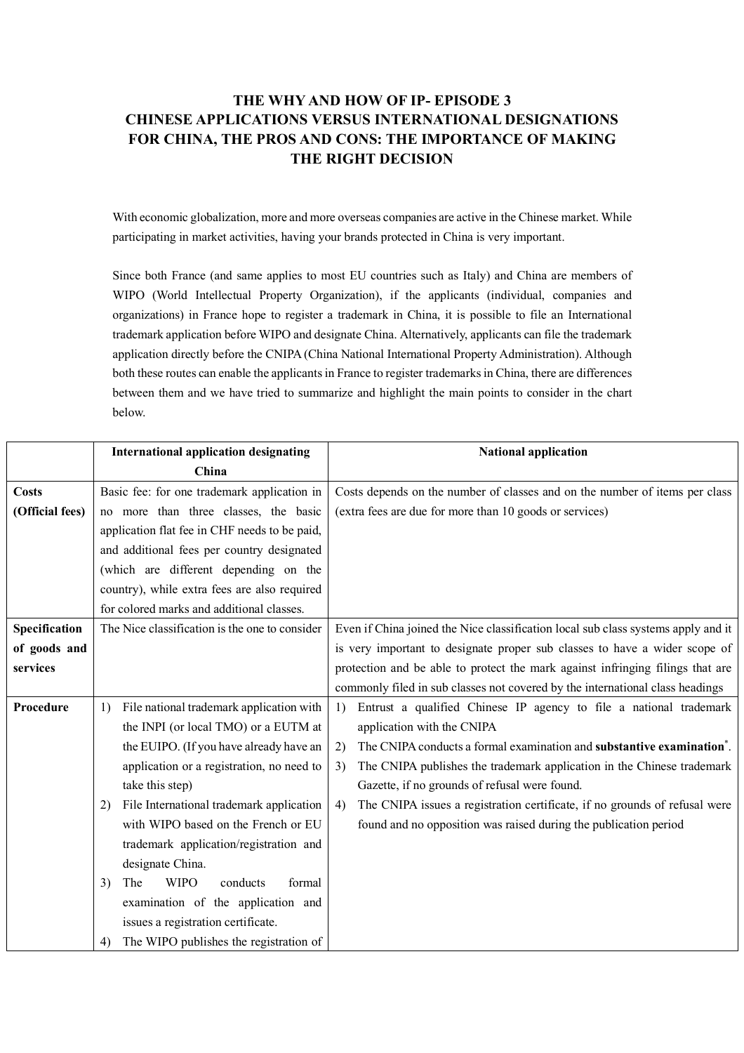# THE WHY AND HOW OF IP- EPISODE 3
# CHINESE APPLICATIONS VERSUS INTERNATIONAL DESIGNATIONS FOR CHINA, THE PROS AND CONS: THE IMPORTANCE OF MAKING THE RIGHT DECISION

With economic globalization, more and more overseas companies are active in the Chinese market. While participating in market activities, having your brands protected in China is very important.

Since both France (and same applies to most EU countries such as Italy) and China are members of WIPO (World Intellectual Property Organization), if the applicants (individual, companies and organizations) in France hope to register a trademark in China, it is possible to file an International trademark application before WIPO and designate China. Alternatively, applicants can file the trademark application directly before the CNIPA (China National International Property Administration). Although both these routes can enable the applicants in France to register trademarks in China, there are differences between them and we have tried to summarize and highlight the main points to consider in the chart below.

| | **International application designating China** | **National application** |
|---|---|---|
| **Costs (Official fees)** | Basic fee: for one trademark application in no more than three classes, the basic application flat fee in CHF needs to be paid, and additional fees per country designated (which are different depending on the country), while extra fees are also required for colored marks and additional classes. | Costs depends on the number of classes and on the number of items per class (extra fees are due for more than 10 goods or services) |
| **Specification of goods and services** | The Nice classification is the one to consider | Even if China joined the Nice classification local sub class systems apply and it is very important to designate proper sub classes to have a wider scope of protection and be able to protect the mark against infringing filings that are commonly filed in sub classes not covered by the international class headings |
| **Procedure** | 1) File national trademark application with the INPI (or local TMO) or a EUTM at the EUIPO. (If you have already have an application or a registration, no need to take this step)<br>2) File International trademark application with WIPO based on the French or EU trademark application/registration and designate China.<br>3) The WIPO conducts formal examination of the application and issues a registration certificate.<br>4) The WIPO publishes the registration of | 1) Entrust a qualified Chinese IP agency to file a national trademark application with the CNIPA<br>2) The CNIPA conducts a formal examination and **substantive examination**[*].<br>3) The CNIPA publishes the trademark application in the Chinese trademark Gazette, if no grounds of refusal were found.<br>4) The CNIPA issues a registration certificate, if no grounds of refusal were found and no opposition was raised during the publication period |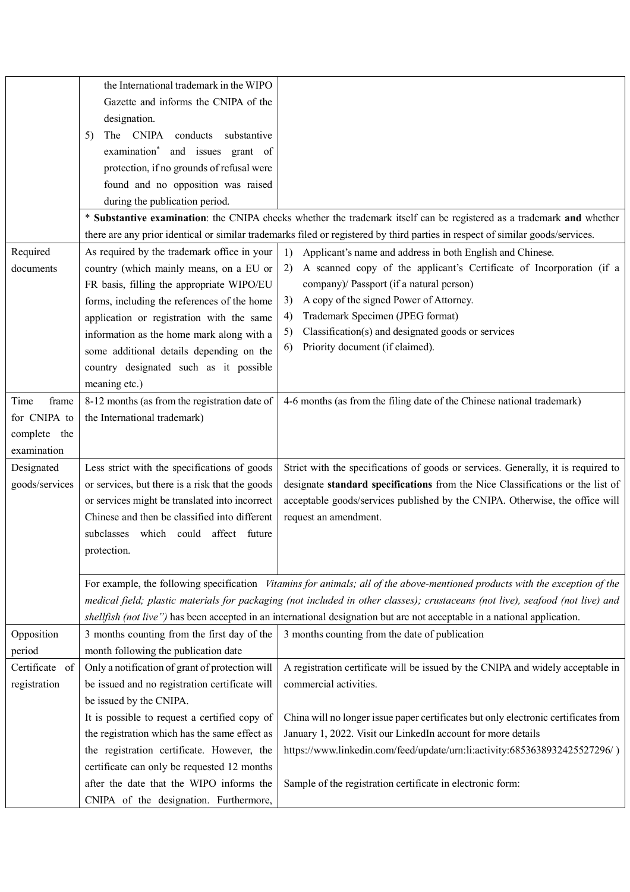| | | |
|---|---|---|
| | the International trademark in the WIPO Gazette and informs the CNIPA of the designation.<br>5) The CNIPA conducts substantive examination* and issues grant of protection, if no grounds of refusal were found and no opposition was raised during the publication period. | |
| | * **Substantive examination**: the CNIPA checks whether the trademark itself can be registered as a trademark **and** whether there are any prior identical or similar trademarks filed or registered by third parties in respect of similar goods/services. | |
| Required documents | As required by the trademark office in your country (which mainly means, on a EU or FR basis, filling the appropriate WIPO/EU forms, including the references of the home application or registration with the same information as the home mark along with a some additional details depending on the country designated such as it possible meaning etc.) | 1) Applicant's name and address in both English and Chinese.<br>2) A scanned copy of the applicant's Certificate of Incorporation (if a company)/ Passport (if a natural person)<br>3) A copy of the signed Power of Attorney.<br>4) Trademark Specimen (JPEG format)<br>5) Classification(s) and designated goods or services<br>6) Priority document (if claimed). |
| Time frame for CNIPA to complete the examination | 8-12 months (as from the registration date of the International trademark) | 4-6 months (as from the filing date of the Chinese national trademark) |
| Designated goods/services | Less strict with the specifications of goods or services, but there is a risk that the goods or services might be translated into incorrect Chinese and then be classified into different subclasses which could affect future protection. | Strict with the specifications of goods or services. Generally, it is required to designate **standard specifications** from the Nice Classifications or the list of acceptable goods/services published by the CNIPA. Otherwise, the office will request an amendment. |
| | For example, the following specification *Vitamins for animals; all of the above-mentioned products with the exception of the medical field; plastic materials for packaging (not included in other classes); crustaceans (not live), seafood (not live) and shellfish (not live")* has been accepted in an international designation but are not acceptable in a national application. | |
| Opposition period | 3 months counting from the first day of the month following the publication date | 3 months counting from the date of publication |
| Certificate of registration | Only a notification of grant of protection will be issued and no registration certificate will be issued by the CNIPA.<br>It is possible to request a certified copy of the registration which has the same effect as the registration certificate. However, the certificate can only be requested 12 months after the date that the WIPO informs the CNIPA of the designation. Furthermore, | A registration certificate will be issued by the CNIPA and widely acceptable in commercial activities.<br><br>China will no longer issue paper certificates but only electronic certificates from January 1, 2022. Visit our LinkedIn account for more details https://www.linkedin.com/feed/update/urn:li:activity:6853638932425527296/ )<br><br>Sample of the registration certificate in electronic form: |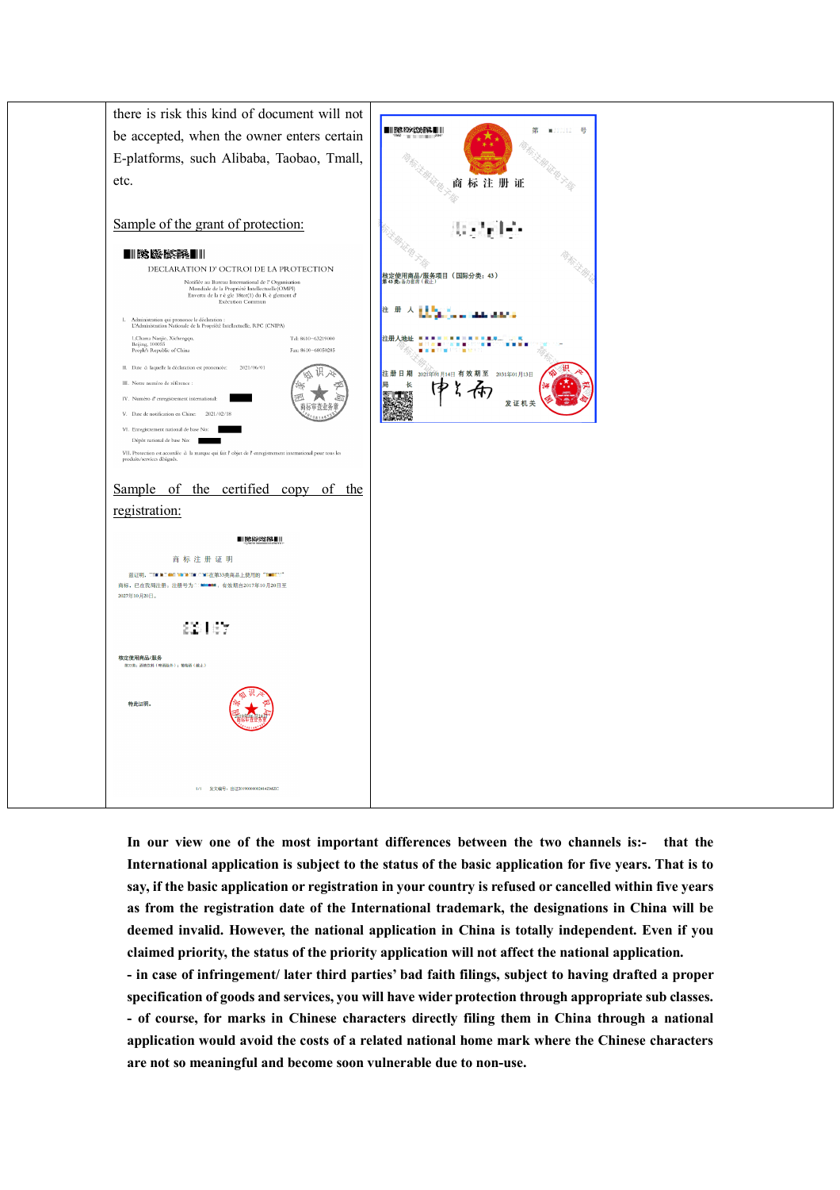| | there is risk this kind of document will not be accepted, when the owner enters certain E-platforms, such Alibaba, Taobao, Tmall, etc.<br><br><u>Sample of the grant of protection:</u><br><br>DECLARATION D' OCTROI DE LA PROTECTION<br><br><u>Sample of the certified copy of the registration:</u><br><br>商 标 注 册 证 明 | 商 标 注 册 证 |
|---|---|---|

**In our view one of the most important differences between the two channels is:- that the International application is subject to the status of the basic application for five years. That is to say, if the basic application or registration in your country is refused or cancelled within five years as from the registration date of the International trademark, the designations in China will be deemed invalid. However, the national application in China is totally independent. Even if you claimed priority, the status of the priority application will not affect the national application.**

**- in case of infringement/ later third parties' bad faith filings, subject to having drafted a proper specification of goods and services, you will have wider protection through appropriate sub classes.**

**- of course, for marks in Chinese characters directly filing them in China through a national application would avoid the costs of a related national home mark where the Chinese characters are not so meaningful and become soon vulnerable due to non-use.**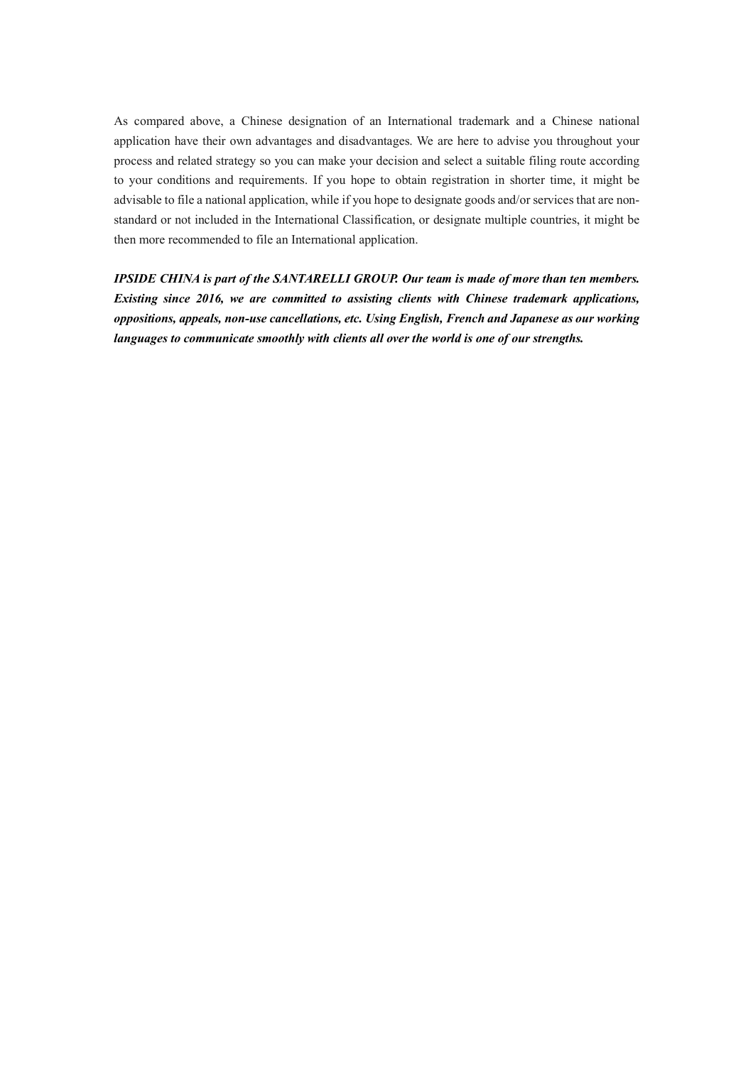As compared above, a Chinese designation of an International trademark and a Chinese national application have their own advantages and disadvantages. We are here to advise you throughout your process and related strategy so you can make your decision and select a suitable filing route according to your conditions and requirements. If you hope to obtain registration in shorter time, it might be advisable to file a national application, while if you hope to designate goods and/or services that are non-standard or not included in the International Classification, or designate multiple countries, it might be then more recommended to file an International application.

***IPSIDE CHINA is part of the SANTARELLI GROUP. Our team is made of more than ten members. Existing since 2016, we are committed to assisting clients with Chinese trademark applications, oppositions, appeals, non-use cancellations, etc. Using English, French and Japanese as our working languages to communicate smoothly with clients all over the world is one of our strengths.***